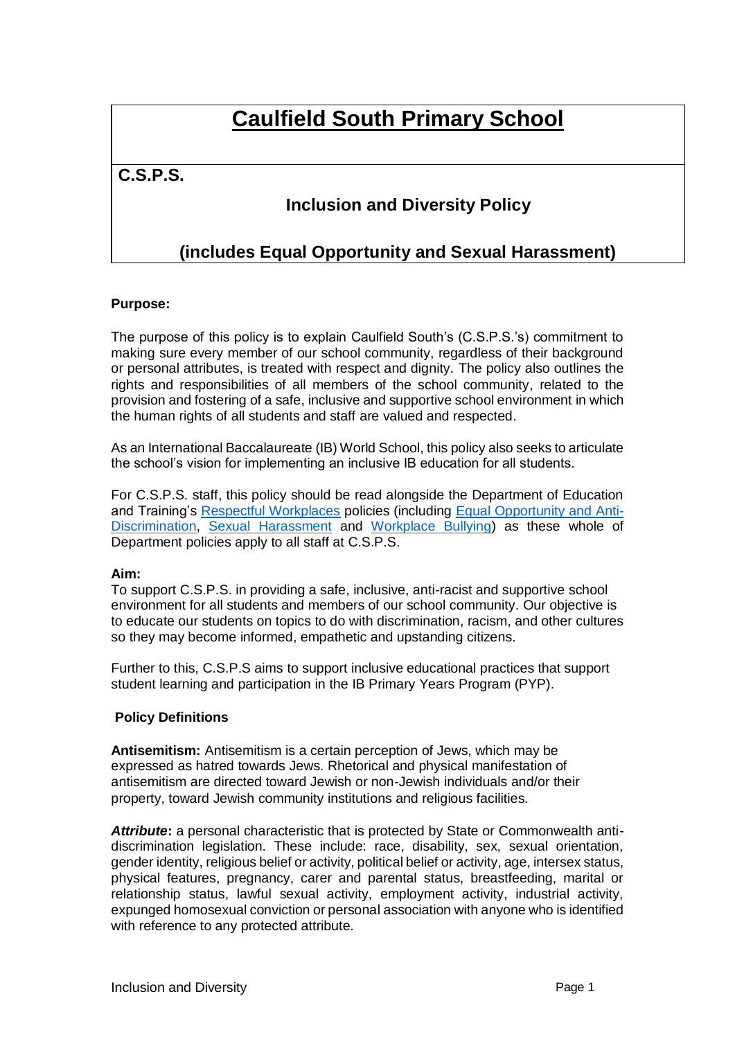# Caulfield South Primary School

**C.S.P.S.**

## Inclusion and Diversity Policy

## (includes Equal Opportunity and Sexual Harassment)

**Purpose:**

The purpose of this policy is to explain Caulfield South's (C.S.P.S.'s) commitment to making sure every member of our school community, regardless of their background or personal attributes, is treated with respect and dignity. The policy also outlines the rights and responsibilities of all members of the school community, related to the provision and fostering of a safe, inclusive and supportive school environment in which the human rights of all students and staff are valued and respected.

As an International Baccalaureate (IB) World School, this policy also seeks to articulate the school's vision for implementing an inclusive IB education for all students.

For C.S.P.S. staff, this policy should be read alongside the Department of Education and Training's Respectful Workplaces policies (including Equal Opportunity and Anti-Discrimination, Sexual Harassment and Workplace Bullying) as these whole of Department policies apply to all staff at C.S.P.S.

**Aim:**

To support C.S.P.S. in providing a safe, inclusive, anti-racist and supportive school environment for all students and members of our school community. Our objective is to educate our students on topics to do with discrimination, racism, and other cultures so they may become informed, empathetic and upstanding citizens.

Further to this, C.S.P.S aims to support inclusive educational practices that support student learning and participation in the IB Primary Years Program (PYP).

**Policy Definitions**

**Antisemitism:** Antisemitism is a certain perception of Jews, which may be expressed as hatred towards Jews. Rhetorical and physical manifestation of antisemitism are directed toward Jewish or non-Jewish individuals and/or their property, toward Jewish community institutions and religious facilities.

***Attribute*****:** a personal characteristic that is protected by State or Commonwealth anti-discrimination legislation. These include: race, disability, sex, sexual orientation, gender identity, religious belief or activity, political belief or activity, age, intersex status, physical features, pregnancy, carer and parental status, breastfeeding, marital or relationship status, lawful sexual activity, employment activity, industrial activity, expunged homosexual conviction or personal association with anyone who is identified with reference to any protected attribute.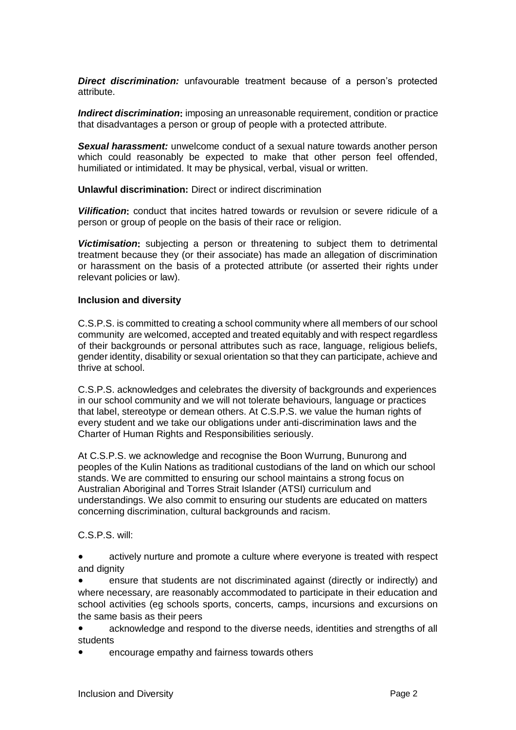***Direct discrimination:*** unfavourable treatment because of a person's protected attribute.

***Indirect discrimination*:** imposing an unreasonable requirement, condition or practice that disadvantages a person or group of people with a protected attribute.

***Sexual harassment:*** unwelcome conduct of a sexual nature towards another person which could reasonably be expected to make that other person feel offended, humiliated or intimidated. It may be physical, verbal, visual or written.

**Unlawful discrimination:** Direct or indirect discrimination

***Vilification*:** conduct that incites hatred towards or revulsion or severe ridicule of a person or group of people on the basis of their race or religion.

***Victimisation*:** subjecting a person or threatening to subject them to detrimental treatment because they (or their associate) has made an allegation of discrimination or harassment on the basis of a protected attribute (or asserted their rights under relevant policies or law).

**Inclusion and diversity**

C.S.P.S. is committed to creating a school community where all members of our school community are welcomed, accepted and treated equitably and with respect regardless of their backgrounds or personal attributes such as race, language, religious beliefs, gender identity, disability or sexual orientation so that they can participate, achieve and thrive at school.

C.S.P.S. acknowledges and celebrates the diversity of backgrounds and experiences in our school community and we will not tolerate behaviours, language or practices that label, stereotype or demean others. At C.S.P.S. we value the human rights of every student and we take our obligations under anti-discrimination laws and the Charter of Human Rights and Responsibilities seriously.

At C.S.P.S. we acknowledge and recognise the Boon Wurrung, Bunurong and peoples of the Kulin Nations as traditional custodians of the land on which our school stands. We are committed to ensuring our school maintains a strong focus on Australian Aboriginal and Torres Strait Islander (ATSI) curriculum and understandings. We also commit to ensuring our students are educated on matters concerning discrimination, cultural backgrounds and racism.

C.S.P.S. will:

- actively nurture and promote a culture where everyone is treated with respect and dignity
- ensure that students are not discriminated against (directly or indirectly) and where necessary, are reasonably accommodated to participate in their education and school activities (eg schools sports, concerts, camps, incursions and excursions on the same basis as their peers
- acknowledge and respond to the diverse needs, identities and strengths of all students
- encourage empathy and fairness towards others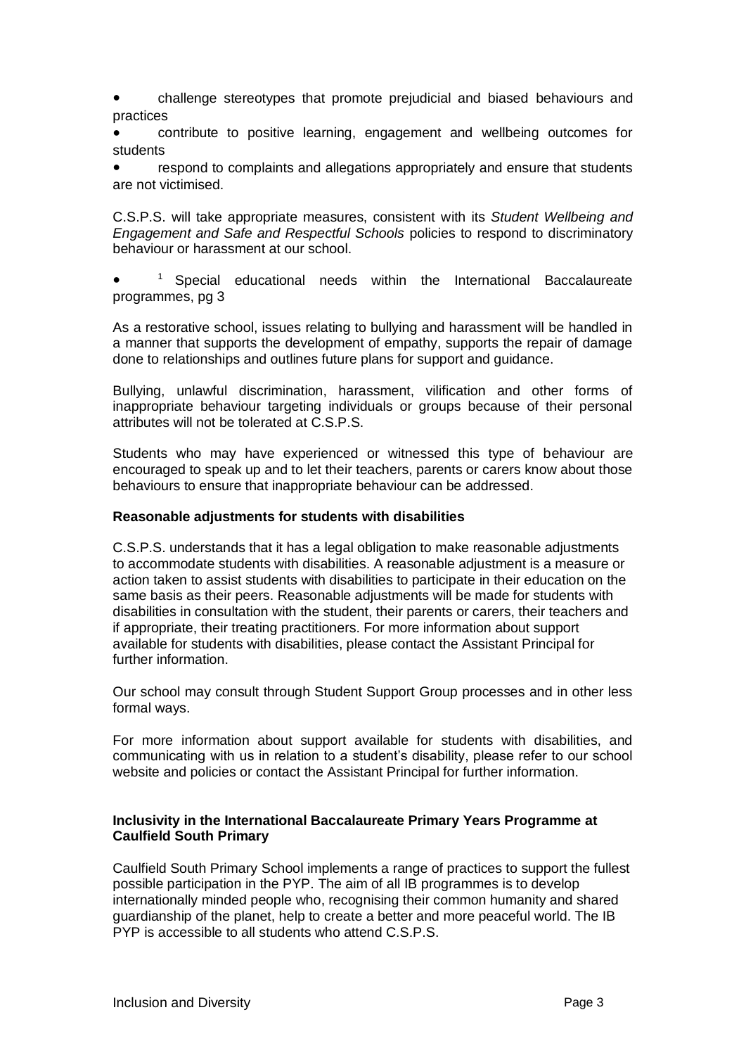- challenge stereotypes that promote prejudicial and biased behaviours and practices
- contribute to positive learning, engagement and wellbeing outcomes for students
- respond to complaints and allegations appropriately and ensure that students are not victimised.

C.S.P.S. will take appropriate measures, consistent with its *Student Wellbeing and Engagement and Safe and Respectful Schools* policies to respond to discriminatory behaviour or harassment at our school.

- [1] Special educational needs within the International Baccalaureate programmes, pg 3

As a restorative school, issues relating to bullying and harassment will be handled in a manner that supports the development of empathy, supports the repair of damage done to relationships and outlines future plans for support and guidance.

Bullying, unlawful discrimination, harassment, vilification and other forms of inappropriate behaviour targeting individuals or groups because of their personal attributes will not be tolerated at C.S.P.S.

Students who may have experienced or witnessed this type of behaviour are encouraged to speak up and to let their teachers, parents or carers know about those behaviours to ensure that inappropriate behaviour can be addressed.

**Reasonable adjustments for students with disabilities**

C.S.P.S. understands that it has a legal obligation to make reasonable adjustments to accommodate students with disabilities. A reasonable adjustment is a measure or action taken to assist students with disabilities to participate in their education on the same basis as their peers. Reasonable adjustments will be made for students with disabilities in consultation with the student, their parents or carers, their teachers and if appropriate, their treating practitioners. For more information about support available for students with disabilities, please contact the Assistant Principal for further information.

Our school may consult through Student Support Group processes and in other less formal ways.

For more information about support available for students with disabilities, and communicating with us in relation to a student's disability, please refer to our school website and policies or contact the Assistant Principal for further information.

**Inclusivity in the International Baccalaureate Primary Years Programme at Caulfield South Primary**

Caulfield South Primary School implements a range of practices to support the fullest possible participation in the PYP. The aim of all IB programmes is to develop internationally minded people who, recognising their common humanity and shared guardianship of the planet, help to create a better and more peaceful world. The IB PYP is accessible to all students who attend C.S.P.S.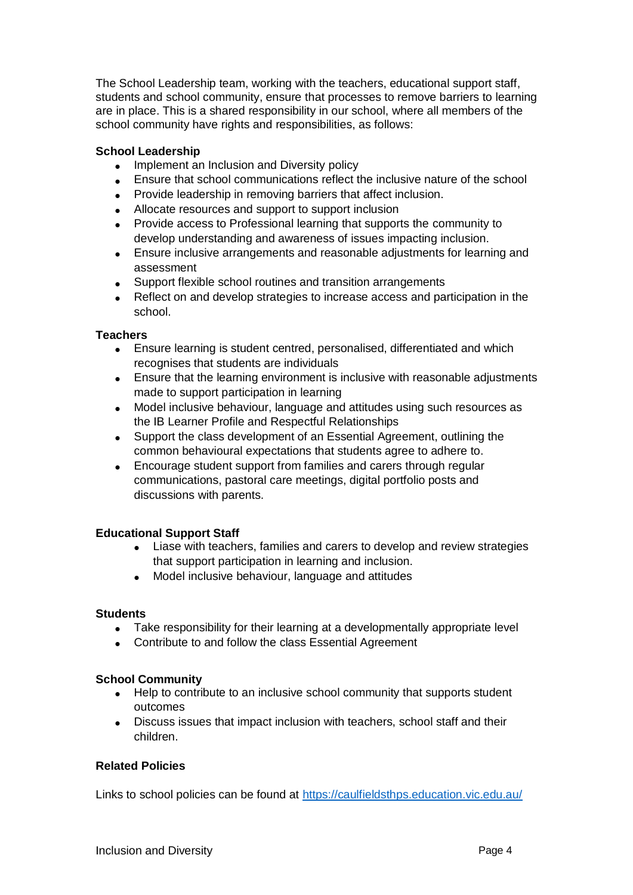The School Leadership team, working with the teachers, educational support staff, students and school community, ensure that processes to remove barriers to learning are in place. This is a shared responsibility in our school, where all members of the school community have rights and responsibilities, as follows:

**School Leadership**

- Implement an Inclusion and Diversity policy
- Ensure that school communications reflect the inclusive nature of the school
- Provide leadership in removing barriers that affect inclusion.
- Allocate resources and support to support inclusion
- Provide access to Professional learning that supports the community to develop understanding and awareness of issues impacting inclusion.
- Ensure inclusive arrangements and reasonable adjustments for learning and assessment
- Support flexible school routines and transition arrangements
- Reflect on and develop strategies to increase access and participation in the school.

**Teachers**

- Ensure learning is student centred, personalised, differentiated and which recognises that students are individuals
- Ensure that the learning environment is inclusive with reasonable adjustments made to support participation in learning
- Model inclusive behaviour, language and attitudes using such resources as the IB Learner Profile and Respectful Relationships
- Support the class development of an Essential Agreement, outlining the common behavioural expectations that students agree to adhere to.
- Encourage student support from families and carers through regular communications, pastoral care meetings, digital portfolio posts and discussions with parents.

**Educational Support Staff**

- Liase with teachers, families and carers to develop and review strategies that support participation in learning and inclusion.
- Model inclusive behaviour, language and attitudes

**Students**

- Take responsibility for their learning at a developmentally appropriate level
- Contribute to and follow the class Essential Agreement

**School Community**

- Help to contribute to an inclusive school community that supports student outcomes
- Discuss issues that impact inclusion with teachers, school staff and their children.

**Related Policies**

Links to school policies can be found at [https://caulfieldsthps.education.vic.edu.au/](https://caulfieldsthps.education.vic.edu.au/)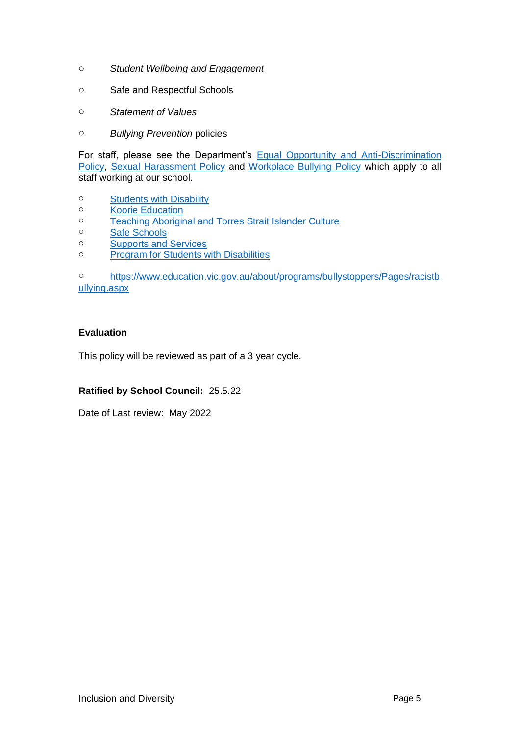- *Student Wellbeing and Engagement*
- Safe and Respectful Schools
- *Statement of Values*
- *Bullying Prevention* policies

For staff, please see the Department's Equal Opportunity and Anti-Discrimination Policy, Sexual Harassment Policy and Workplace Bullying Policy which apply to all staff working at our school.

- Students with Disability
- Koorie Education
- Teaching Aboriginal and Torres Strait Islander Culture
- Safe Schools
- Supports and Services
- Program for Students with Disabilities

- https://www.education.vic.gov.au/about/programs/bullystoppers/Pages/racistbullying.aspx

**Evaluation**

This policy will be reviewed as part of a 3 year cycle.

**Ratified by School Council:** 25.5.22

Date of Last review: May 2022